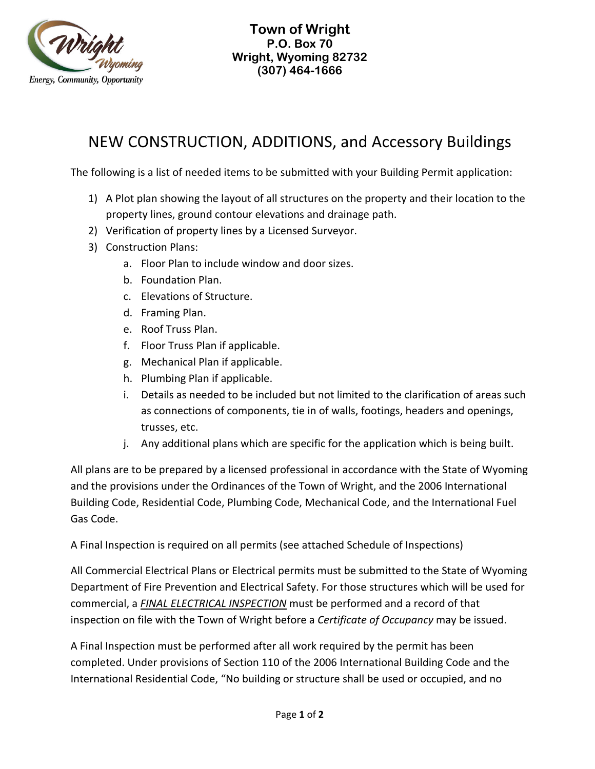**Town of Wright**
**P.O. Box 70**
**Wright, Wyoming 82732**
**(307) 464-1666**

# NEW CONSTRUCTION, ADDITIONS, and Accessory Buildings

The following is a list of needed items to be submitted with your Building Permit application:

1) A Plot plan showing the layout of all structures on the property and their location to the property lines, ground contour elevations and drainage path.
2) Verification of property lines by a Licensed Surveyor.
3) Construction Plans:
   a. Floor Plan to include window and door sizes.
   b. Foundation Plan.
   c. Elevations of Structure.
   d. Framing Plan.
   e. Roof Truss Plan.
   f. Floor Truss Plan if applicable.
   g. Mechanical Plan if applicable.
   h. Plumbing Plan if applicable.
   i. Details as needed to be included but not limited to the clarification of areas such as connections of components, tie in of walls, footings, headers and openings, trusses, etc.
   j. Any additional plans which are specific for the application which is being built.

All plans are to be prepared by a licensed professional in accordance with the State of Wyoming and the provisions under the Ordinances of the Town of Wright, and the 2006 International Building Code, Residential Code, Plumbing Code, Mechanical Code, and the International Fuel Gas Code.

A Final Inspection is required on all permits (see attached Schedule of Inspections)

All Commercial Electrical Plans or Electrical permits must be submitted to the State of Wyoming Department of Fire Prevention and Electrical Safety. For those structures which will be used for commercial, a ***FINAL ELECTRICAL INSPECTION*** must be performed and a record of that inspection on file with the Town of Wright before a *Certificate of Occupancy* may be issued.

A Final Inspection must be performed after all work required by the permit has been completed. Under provisions of Section 110 of the 2006 International Building Code and the International Residential Code, "No building or structure shall be used or occupied, and no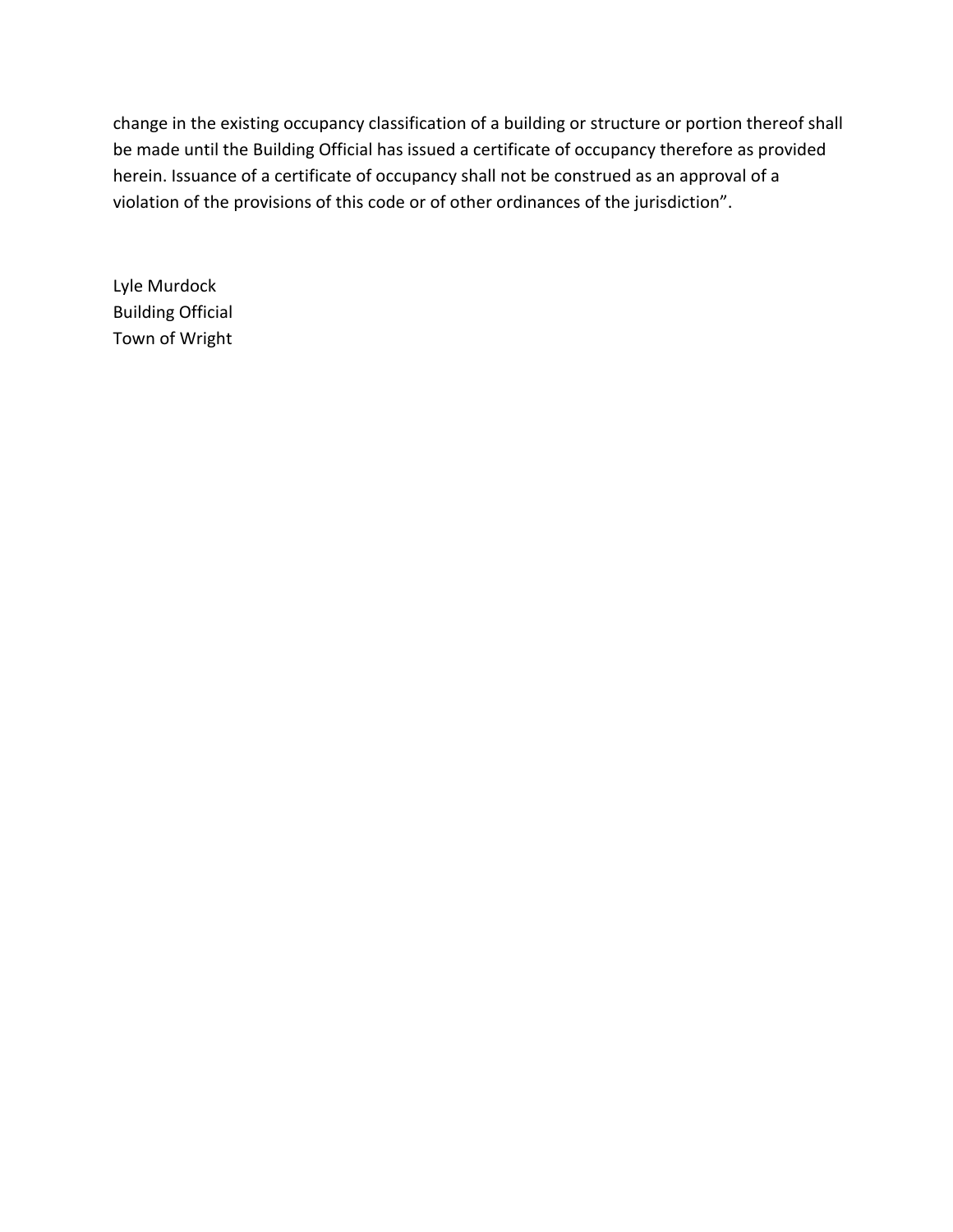change in the existing occupancy classification of a building or structure or portion thereof shall be made until the Building Official has issued a certificate of occupancy therefore as provided herein. Issuance of a certificate of occupancy shall not be construed as an approval of a violation of the provisions of this code or of other ordinances of the jurisdiction".

Lyle Murdock
Building Official
Town of Wright